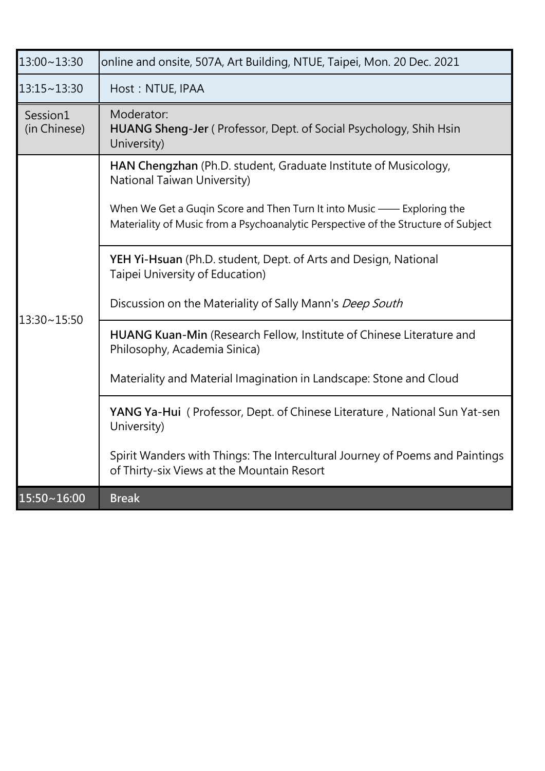| 13:00~13:30 | online and onsite, 507A, Art Building, NTUE, Taipei, Mon. 20 Dec. 2021 |
| --- | --- |
| 13:15~13:30 | Host：NTUE, IPAA |
| Session1 (in Chinese) | Moderator: **HUANG Sheng-Jer** ( Professor, Dept. of Social Psychology, Shih Hsin University) |
| 13:30~15:50 | **HAN Chengzhan** (Ph.D. student, Graduate Institute of Musicology, National Taiwan University)<br><br>When We Get a Guqin Score and Then Turn It into Music —— Exploring the Materiality of Music from a Psychoanalytic Perspective of the Structure of Subject |
| | **YEH Yi-Hsuan** (Ph.D. student, Dept. of Arts and Design, National Taipei University of Education)<br><br>Discussion on the Materiality of Sally Mann's *Deep South* |
| | **HUANG Kuan-Min** (Research Fellow, Institute of Chinese Literature and Philosophy, Academia Sinica)<br><br>Materiality and Material Imagination in Landscape: Stone and Cloud |
| | **YANG Ya-Hui** ( Professor, Dept. of Chinese Literature , National Sun Yat-sen University)<br><br>Spirit Wanders with Things: The Intercultural Journey of Poems and Paintings of Thirty-six Views at the Mountain Resort |
| 15:50~16:00 | **Break** |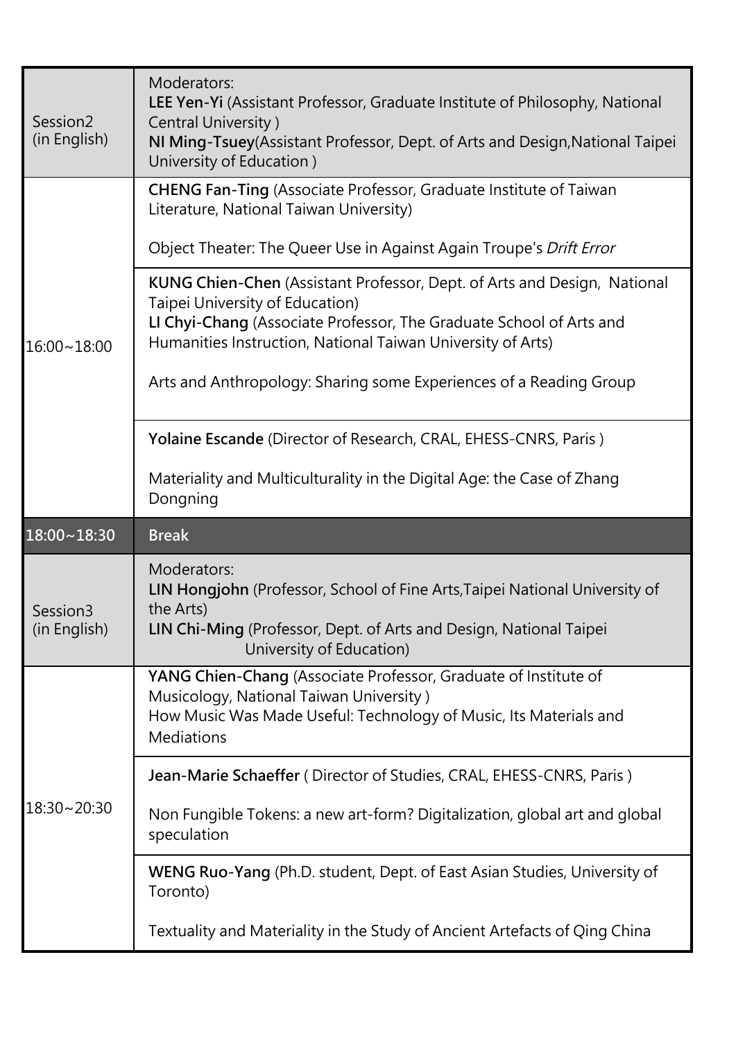| | |
|---|---|
| Session2 (in English) | Moderators: **LEE Yen-Yi** (Assistant Professor, Graduate Institute of Philosophy, National Central University ) **NI Ming-Tsuey**(Assistant Professor, Dept. of Arts and Design,National Taipei University of Education ) |
| 16:00~18:00 | **CHENG Fan-Ting** (Associate Professor, Graduate Institute of Taiwan Literature, National Taiwan University) Object Theater: The Queer Use in Against Again Troupe's *Drift Error* |
| | **KUNG Chien-Chen** (Assistant Professor, Dept. of Arts and Design, National Taipei University of Education) **LI Chyi-Chang** (Associate Professor, The Graduate School of Arts and Humanities Instruction, National Taiwan University of Arts) Arts and Anthropology: Sharing some Experiences of a Reading Group |
| | **Yolaine Escande** (Director of Research, CRAL, EHESS-CNRS, Paris ) Materiality and Multiculturality in the Digital Age: the Case of Zhang Dongning |
| **18:00~18:30** | **Break** |
| Session3 (in English) | Moderators: **LIN Hongjohn** (Professor, School of Fine Arts,Taipei National University of the Arts) **LIN Chi-Ming** (Professor, Dept. of Arts and Design, National Taipei University of Education) |
| 18:30~20:30 | **YANG Chien-Chang** (Associate Professor, Graduate of Institute of Musicology, National Taiwan University ) How Music Was Made Useful: Technology of Music, Its Materials and Mediations |
| | **Jean-Marie Schaeffer** ( Director of Studies, CRAL, EHESS-CNRS, Paris ) Non Fungible Tokens: a new art-form? Digitalization, global art and global speculation |
| | **WENG Ruo-Yang** (Ph.D. student, Dept. of East Asian Studies, University of Toronto) Textuality and Materiality in the Study of Ancient Artefacts of Qing China |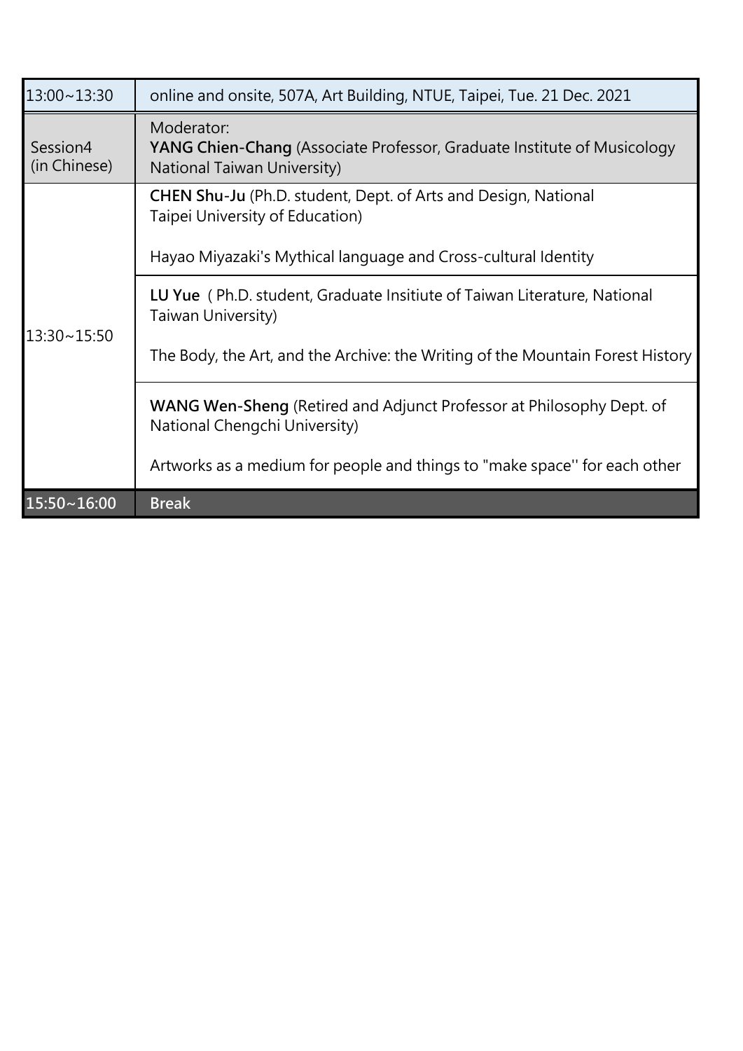| 13:00~13:30 | online and onsite, 507A, Art Building, NTUE, Taipei, Tue. 21 Dec. 2021 |
| --- | --- |
| Session4 (in Chinese) | Moderator: **YANG Chien-Chang** (Associate Professor, Graduate Institute of Musicology National Taiwan University) |
| 13:30~15:50 | **CHEN Shu-Ju** (Ph.D. student, Dept. of Arts and Design, National Taipei University of Education)<br><br>Hayao Miyazaki's Mythical language and Cross-cultural Identity |
| | **LU Yue** ( Ph.D. student, Graduate Insitiute of Taiwan Literature, National Taiwan University)<br><br>The Body, the Art, and the Archive: the Writing of the Mountain Forest History |
| | **WANG Wen-Sheng** (Retired and Adjunct Professor at Philosophy Dept. of National Chengchi University)<br><br>Artworks as a medium for people and things to "make space'' for each other |
| **15:50~16:00** | **Break** |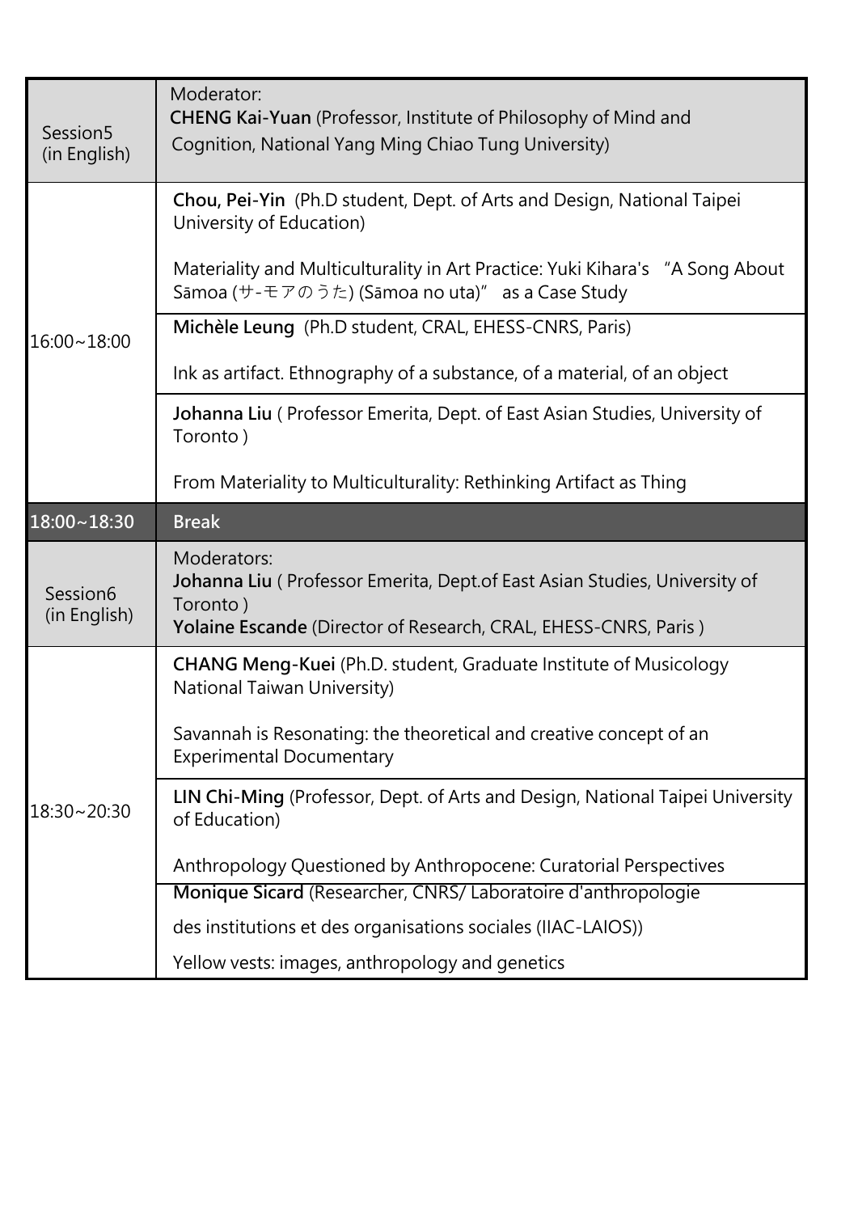| | |
|---|---|
| Session5 (in English) | Moderator: **CHENG Kai-Yuan** (Professor, Institute of Philosophy of Mind and Cognition, National Yang Ming Chiao Tung University) |
| 16:00~18:00 | **Chou, Pei-Yin** (Ph.D student, Dept. of Arts and Design, National Taipei University of Education)<br><br>Materiality and Multiculturality in Art Practice: Yuki Kihara's "A Song About Sāmoa (サ-モアのうた) (Sāmoa no uta)" as a Case Study |
| | **Michèle Leung** (Ph.D student, CRAL, EHESS-CNRS, Paris)<br><br>Ink as artifact. Ethnography of a substance, of a material, of an object |
| | **Johanna Liu** ( Professor Emerita, Dept. of East Asian Studies, University of Toronto )<br><br>From Materiality to Multiculturality: Rethinking Artifact as Thing |
| **18:00~18:30** | **Break** |
| Session6 (in English) | Moderators:<br>**Johanna Liu** ( Professor Emerita, Dept.of East Asian Studies, University of Toronto )<br>**Yolaine Escande** (Director of Research, CRAL, EHESS-CNRS, Paris ) |
| 18:30~20:30 | **CHANG Meng-Kuei** (Ph.D. student, Graduate Institute of Musicology National Taiwan University)<br><br>Savannah is Resonating: the theoretical and creative concept of an Experimental Documentary |
| | **LIN Chi-Ming** (Professor, Dept. of Arts and Design, National Taipei University of Education)<br><br>Anthropology Questioned by Anthropocene: Curatorial Perspectives |
| | **Monique Sicard** (Researcher, CNRS/ Laboratoire d'anthropologie des institutions et des organisations sociales (IIAC-LAIOS))<br><br>Yellow vests: images, anthropology and genetics |